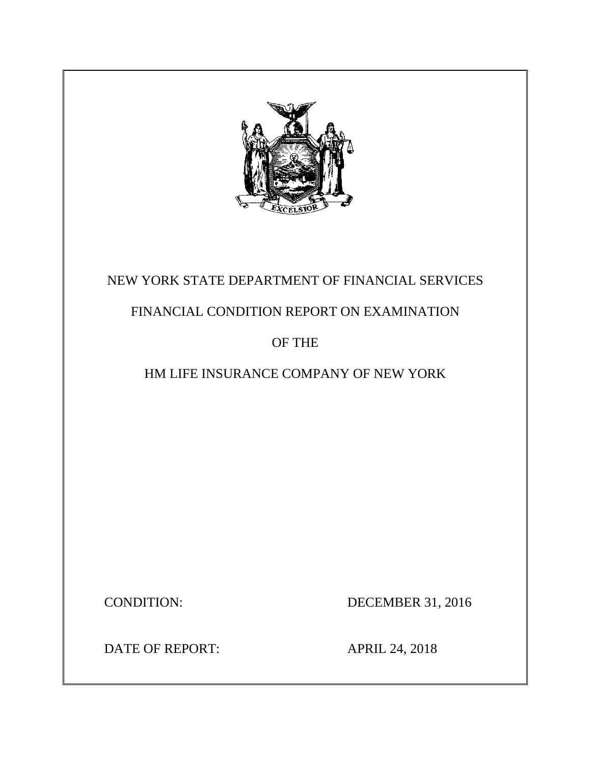NEW YORK STATE DEPARTMENT OF FINANCIAL SERVICES

FINANCIAL CONDITION REPORT ON EXAMINATION

OF THE

HM LIFE INSURANCE COMPANY OF NEW YORK

CONDITION: DECEMBER 31, 2016

DATE OF REPORT: APRIL 24, 2018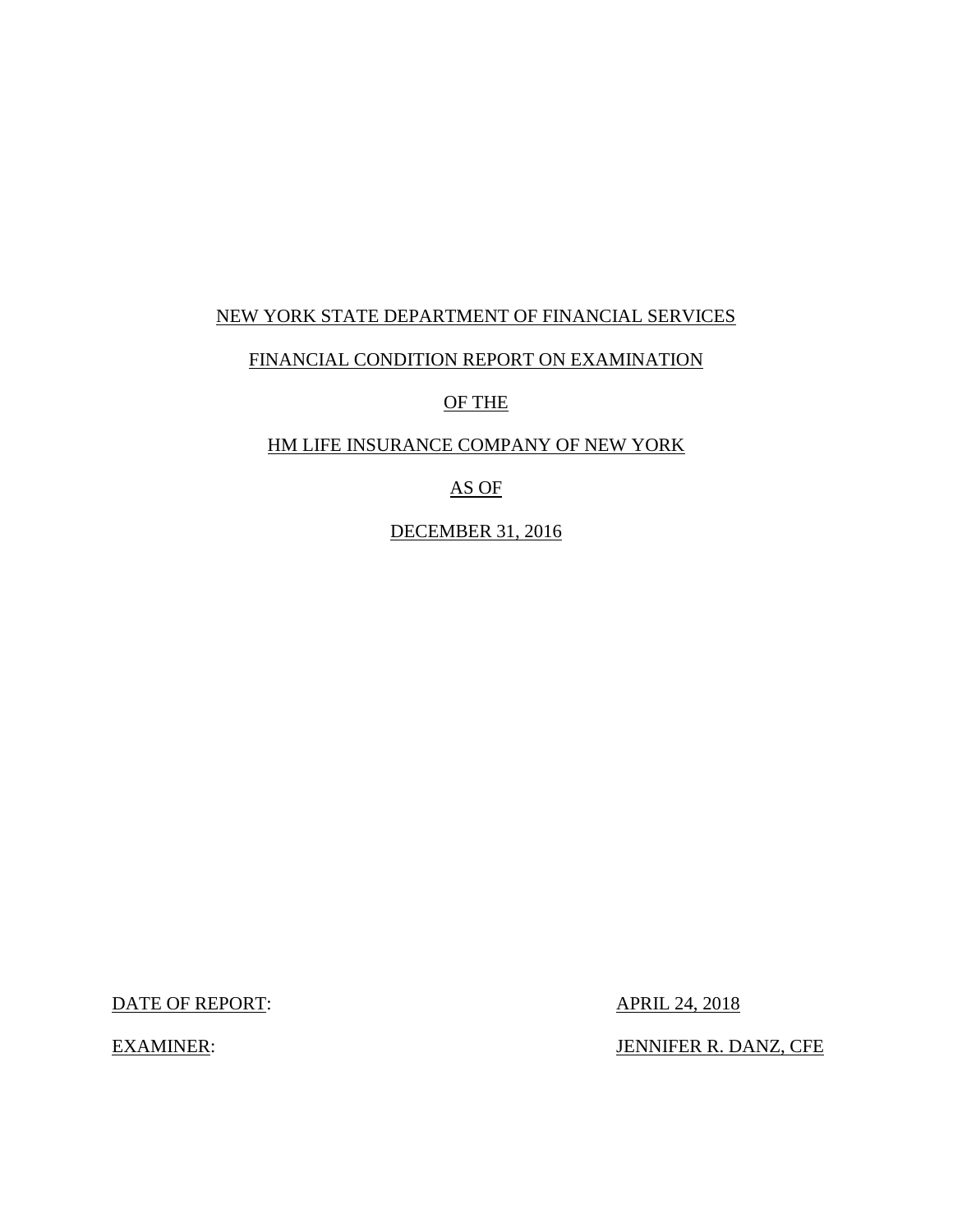NEW YORK STATE DEPARTMENT OF FINANCIAL SERVICES

FINANCIAL CONDITION REPORT ON EXAMINATION

OF THE

HM LIFE INSURANCE COMPANY OF NEW YORK

AS OF

DECEMBER 31, 2016

DATE OF REPORT: APRIL 24, 2018

EXAMINER: JENNIFER R. DANZ, CFE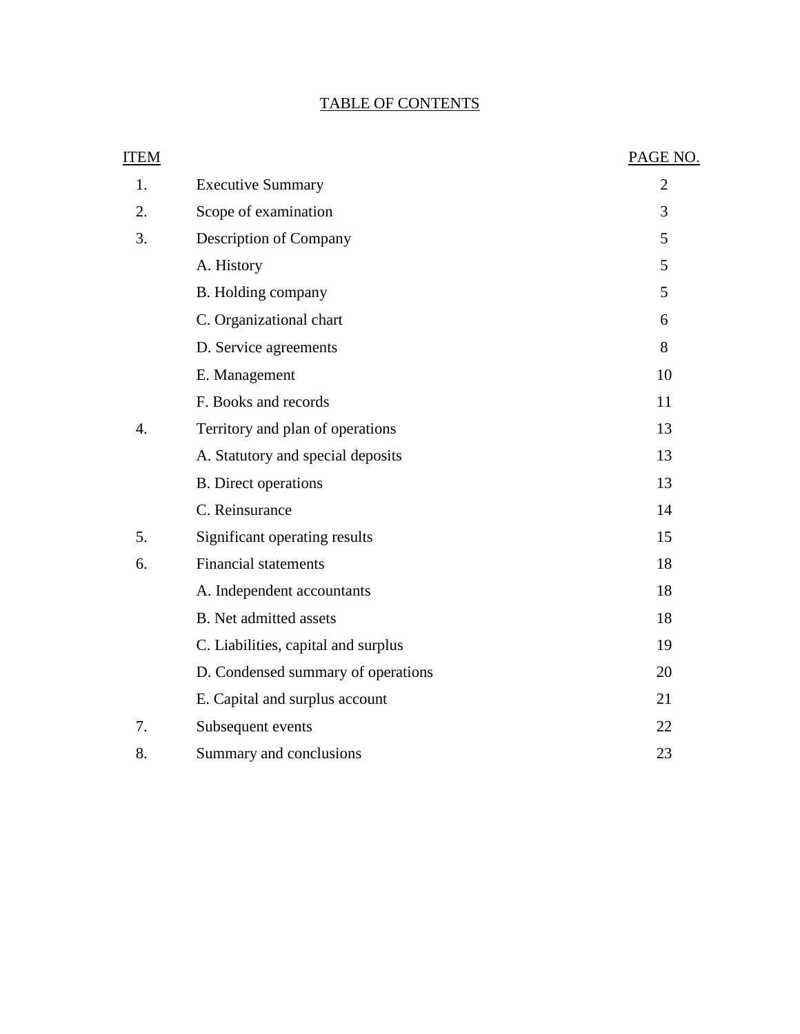## TABLE OF CONTENTS

| ITEM | | PAGE NO. |
|---|---|---|
| 1. | Executive Summary | 2 |
| 2. | Scope of examination | 3 |
| 3. | Description of Company | 5 |
| | A. History | 5 |
| | B. Holding company | 5 |
| | C. Organizational chart | 6 |
| | D. Service agreements | 8 |
| | E. Management | 10 |
| | F. Books and records | 11 |
| 4. | Territory and plan of operations | 13 |
| | A. Statutory and special deposits | 13 |
| | B. Direct operations | 13 |
| | C. Reinsurance | 14 |
| 5. | Significant operating results | 15 |
| 6. | Financial statements | 18 |
| | A. Independent accountants | 18 |
| | B. Net admitted assets | 18 |
| | C. Liabilities, capital and surplus | 19 |
| | D. Condensed summary of operations | 20 |
| | E. Capital and surplus account | 21 |
| 7. | Subsequent events | 22 |
| 8. | Summary and conclusions | 23 |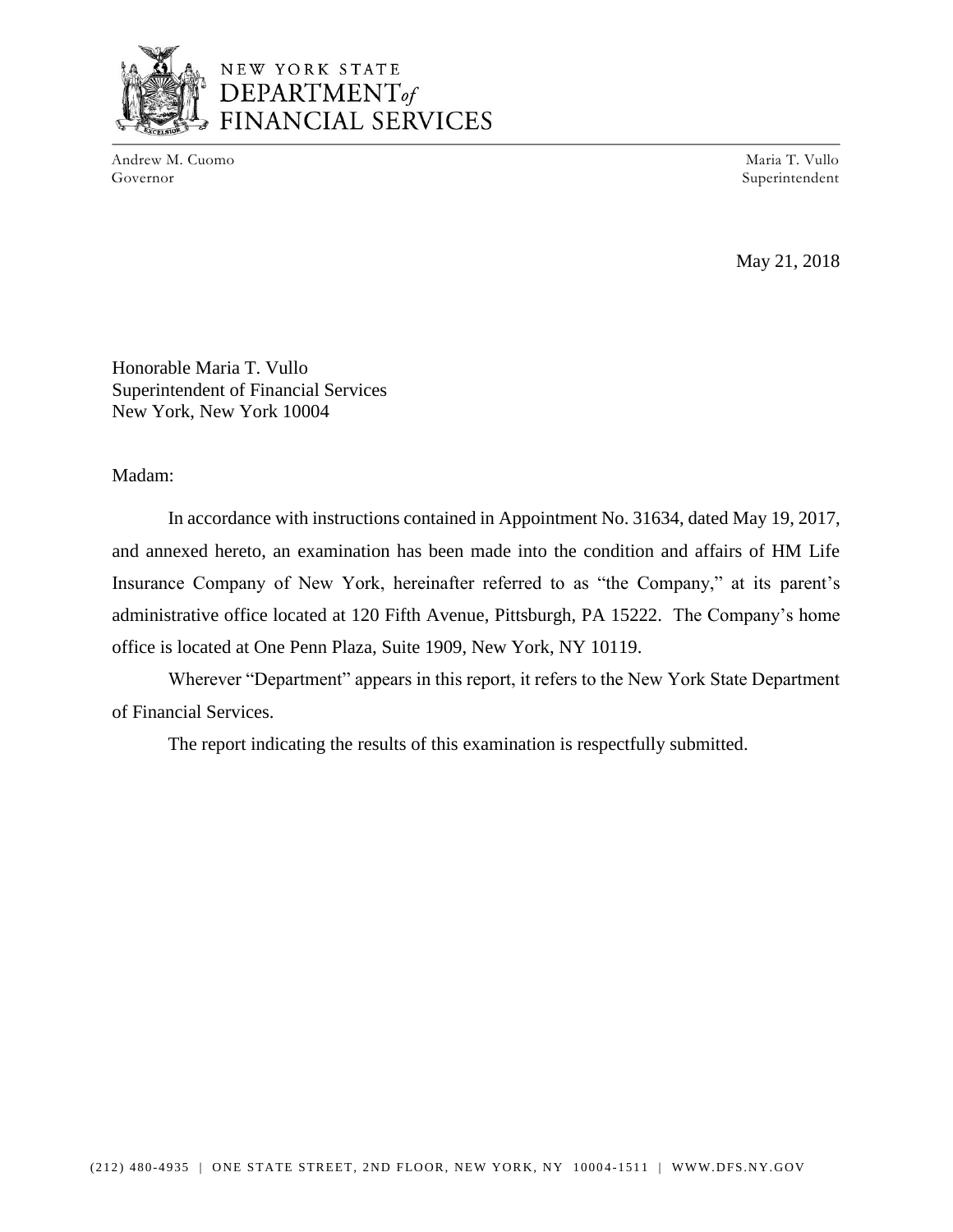NEW YORK STATE
DEPARTMENT *of*
FINANCIAL SERVICES

Andrew M. Cuomo
Governor

Maria T. Vullo
Superintendent

May 21, 2018

Honorable Maria T. Vullo
Superintendent of Financial Services
New York, New York 10004

Madam:

In accordance with instructions contained in Appointment No. 31634, dated May 19, 2017, and annexed hereto, an examination has been made into the condition and affairs of HM Life Insurance Company of New York, hereinafter referred to as "the Company," at its parent's administrative office located at 120 Fifth Avenue, Pittsburgh, PA 15222. The Company's home office is located at One Penn Plaza, Suite 1909, New York, NY 10119.

Wherever "Department" appears in this report, it refers to the New York State Department of Financial Services.

The report indicating the results of this examination is respectfully submitted.

(212) 480-4935 | ONE STATE STREET, 2ND FLOOR, NEW YORK, NY 10004-1511 | WWW.DFS.NY.GOV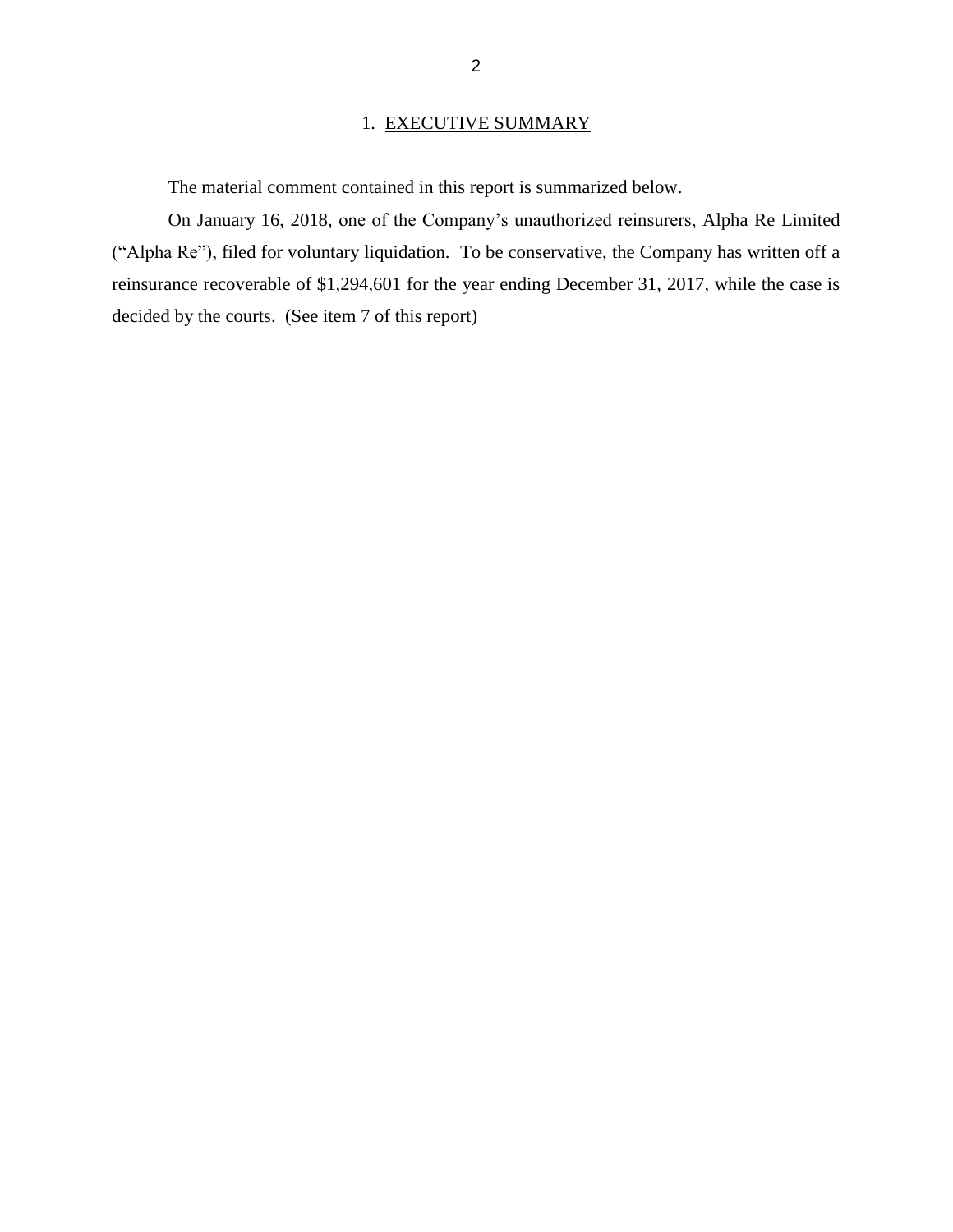## 1. EXECUTIVE SUMMARY

The material comment contained in this report is summarized below.

On January 16, 2018, one of the Company's unauthorized reinsurers, Alpha Re Limited ("Alpha Re"), filed for voluntary liquidation. To be conservative, the Company has written off a reinsurance recoverable of $1,294,601 for the year ending December 31, 2017, while the case is decided by the courts. (See item 7 of this report)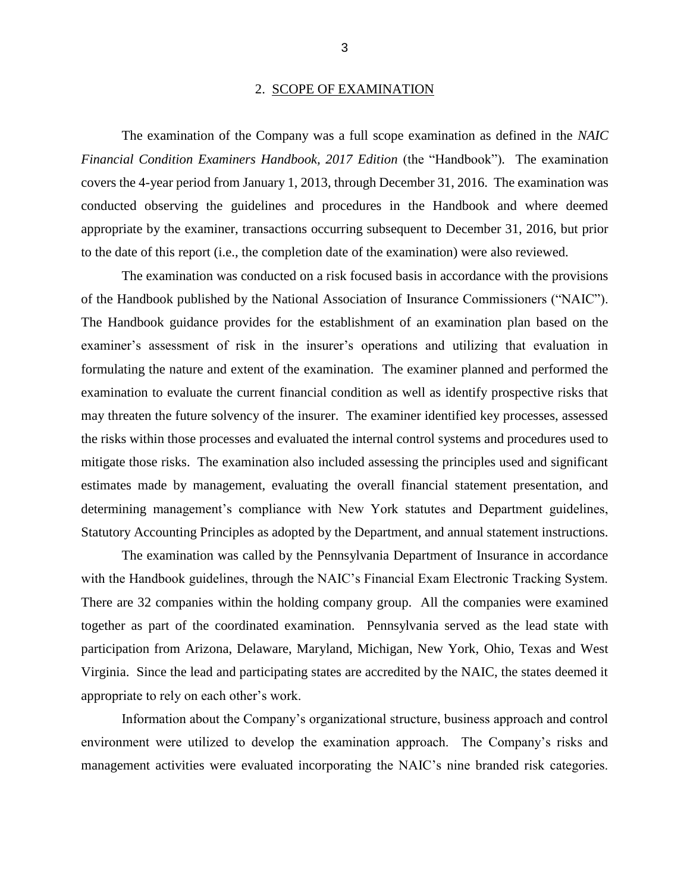## 2. SCOPE OF EXAMINATION

The examination of the Company was a full scope examination as defined in the *NAIC Financial Condition Examiners Handbook, 2017 Edition* (the "Handbook"). The examination covers the 4-year period from January 1, 2013, through December 31, 2016. The examination was conducted observing the guidelines and procedures in the Handbook and where deemed appropriate by the examiner, transactions occurring subsequent to December 31, 2016, but prior to the date of this report (i.e., the completion date of the examination) were also reviewed.

The examination was conducted on a risk focused basis in accordance with the provisions of the Handbook published by the National Association of Insurance Commissioners ("NAIC"). The Handbook guidance provides for the establishment of an examination plan based on the examiner's assessment of risk in the insurer's operations and utilizing that evaluation in formulating the nature and extent of the examination. The examiner planned and performed the examination to evaluate the current financial condition as well as identify prospective risks that may threaten the future solvency of the insurer. The examiner identified key processes, assessed the risks within those processes and evaluated the internal control systems and procedures used to mitigate those risks. The examination also included assessing the principles used and significant estimates made by management, evaluating the overall financial statement presentation, and determining management's compliance with New York statutes and Department guidelines, Statutory Accounting Principles as adopted by the Department, and annual statement instructions.

The examination was called by the Pennsylvania Department of Insurance in accordance with the Handbook guidelines, through the NAIC's Financial Exam Electronic Tracking System. There are 32 companies within the holding company group. All the companies were examined together as part of the coordinated examination. Pennsylvania served as the lead state with participation from Arizona, Delaware, Maryland, Michigan, New York, Ohio, Texas and West Virginia. Since the lead and participating states are accredited by the NAIC, the states deemed it appropriate to rely on each other's work.

Information about the Company's organizational structure, business approach and control environment were utilized to develop the examination approach. The Company's risks and management activities were evaluated incorporating the NAIC's nine branded risk categories.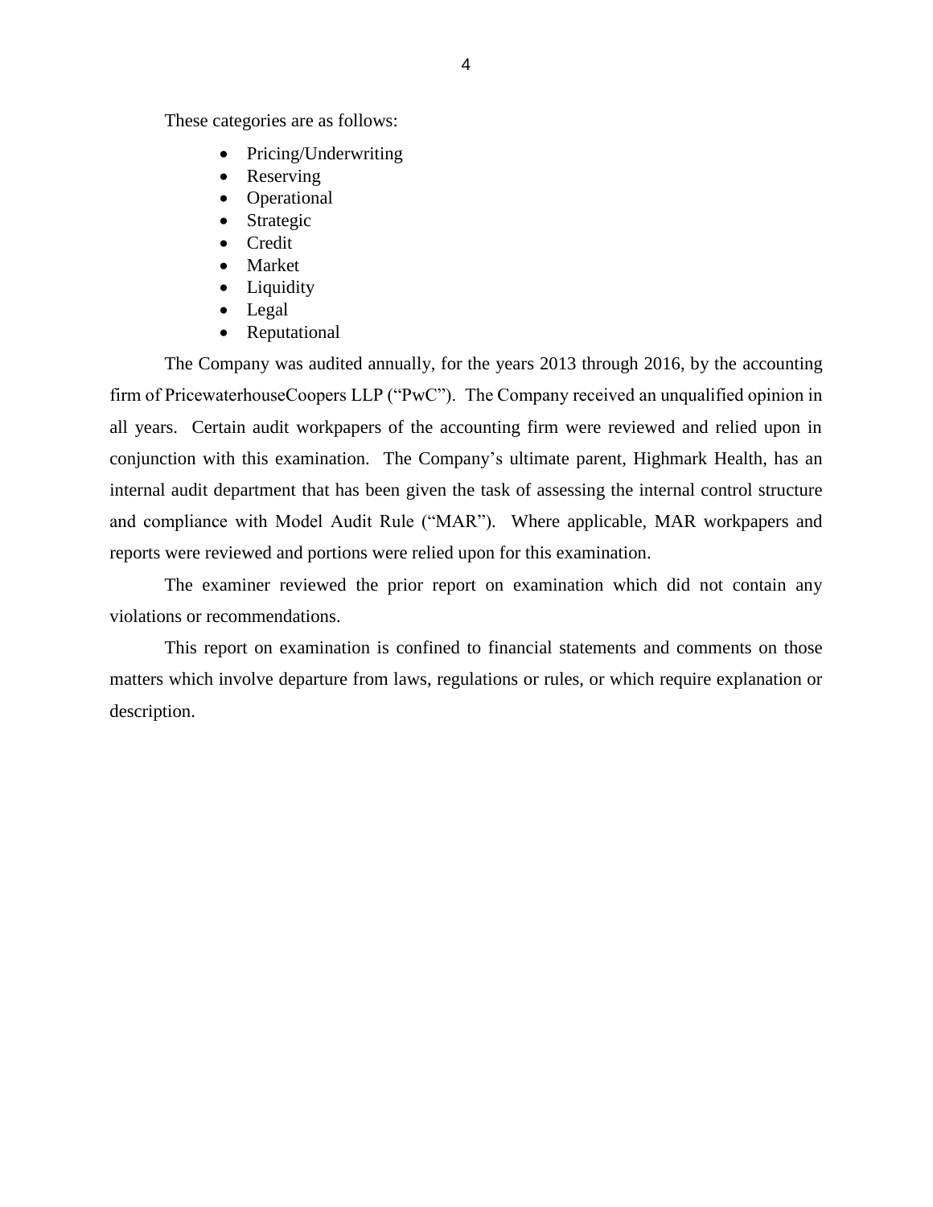These categories are as follows:

- Pricing/Underwriting
- Reserving
- Operational
- Strategic
- Credit
- Market
- Liquidity
- Legal
- Reputational

The Company was audited annually, for the years 2013 through 2016, by the accounting firm of PricewaterhouseCoopers LLP ("PwC"). The Company received an unqualified opinion in all years. Certain audit workpapers of the accounting firm were reviewed and relied upon in conjunction with this examination. The Company's ultimate parent, Highmark Health, has an internal audit department that has been given the task of assessing the internal control structure and compliance with Model Audit Rule ("MAR"). Where applicable, MAR workpapers and reports were reviewed and portions were relied upon for this examination.

The examiner reviewed the prior report on examination which did not contain any violations or recommendations.

This report on examination is confined to financial statements and comments on those matters which involve departure from laws, regulations or rules, or which require explanation or description.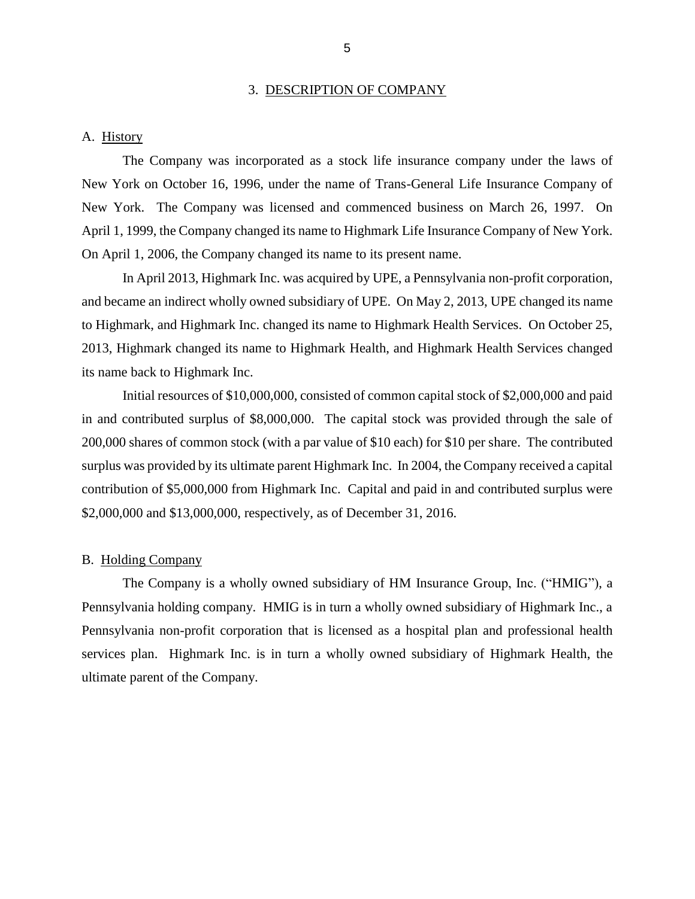## 3. DESCRIPTION OF COMPANY

### A. History

The Company was incorporated as a stock life insurance company under the laws of New York on October 16, 1996, under the name of Trans-General Life Insurance Company of New York. The Company was licensed and commenced business on March 26, 1997. On April 1, 1999, the Company changed its name to Highmark Life Insurance Company of New York. On April 1, 2006, the Company changed its name to its present name.

In April 2013, Highmark Inc. was acquired by UPE, a Pennsylvania non-profit corporation, and became an indirect wholly owned subsidiary of UPE. On May 2, 2013, UPE changed its name to Highmark, and Highmark Inc. changed its name to Highmark Health Services. On October 25, 2013, Highmark changed its name to Highmark Health, and Highmark Health Services changed its name back to Highmark Inc.

Initial resources of $10,000,000, consisted of common capital stock of $2,000,000 and paid in and contributed surplus of $8,000,000. The capital stock was provided through the sale of 200,000 shares of common stock (with a par value of $10 each) for $10 per share. The contributed surplus was provided by its ultimate parent Highmark Inc. In 2004, the Company received a capital contribution of $5,000,000 from Highmark Inc. Capital and paid in and contributed surplus were $2,000,000 and $13,000,000, respectively, as of December 31, 2016.

### B. Holding Company

The Company is a wholly owned subsidiary of HM Insurance Group, Inc. ("HMIG"), a Pennsylvania holding company. HMIG is in turn a wholly owned subsidiary of Highmark Inc., a Pennsylvania non-profit corporation that is licensed as a hospital plan and professional health services plan. Highmark Inc. is in turn a wholly owned subsidiary of Highmark Health, the ultimate parent of the Company.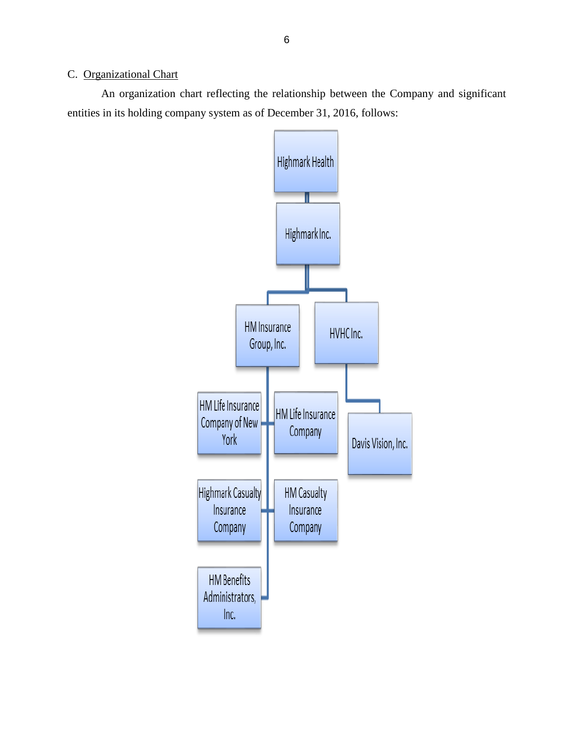C. Organizational Chart

An organization chart reflecting the relationship between the Company and significant entities in its holding company system as of December 31, 2016, follows:

- Highmark Health
  - Highmark Inc.
    - HM Insurance Group, Inc.
      - HM Life Insurance Company
        - HM Life Insurance Company of New York
      - HM Casualty Insurance Company
        - Highmark Casualty Insurance Company
      - HM Benefits Administrators, Inc.
    - HVHC Inc.
      - Davis Vision, Inc.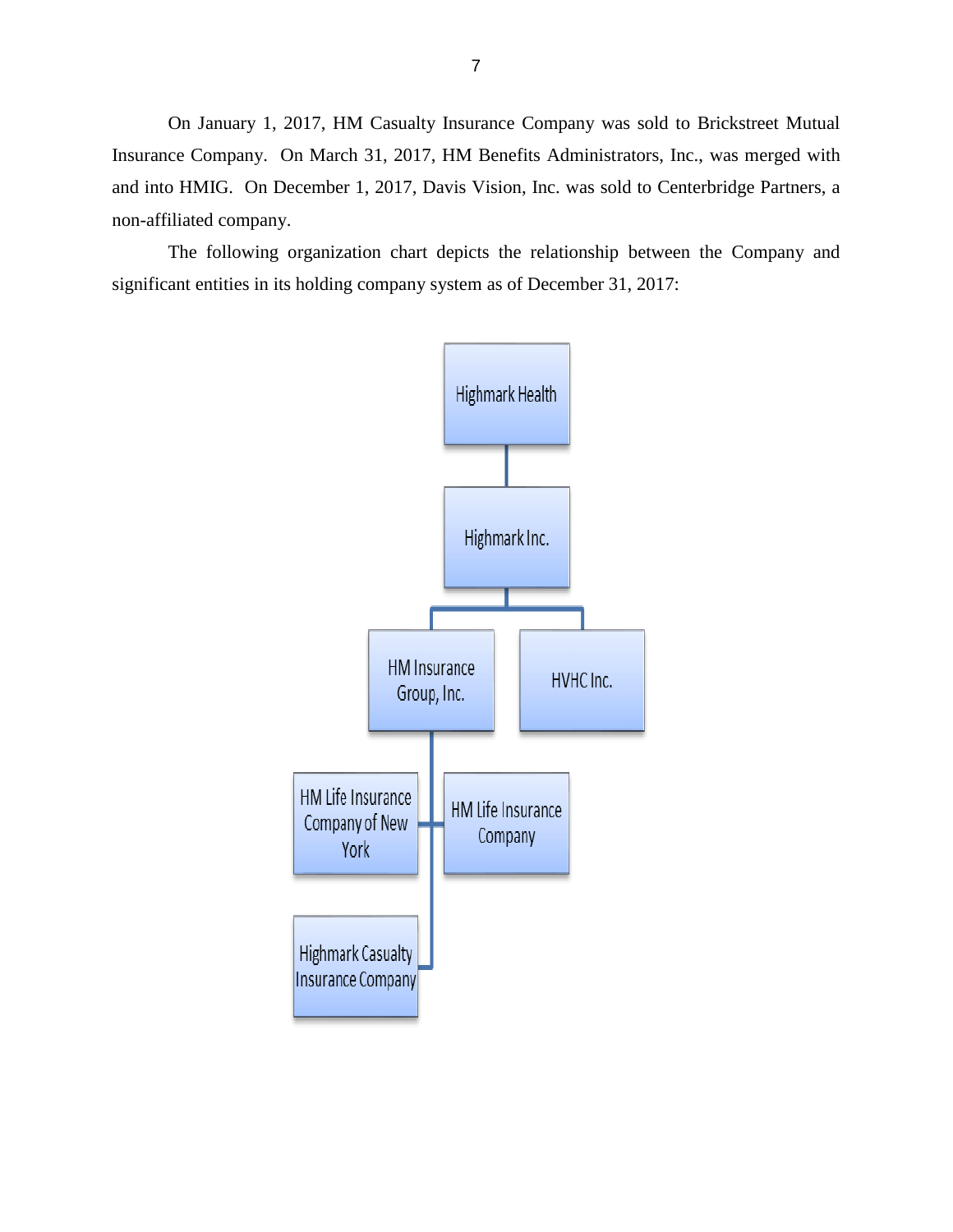On January 1, 2017, HM Casualty Insurance Company was sold to Brickstreet Mutual Insurance Company. On March 31, 2017, HM Benefits Administrators, Inc., was merged with and into HMIG. On December 1, 2017, Davis Vision, Inc. was sold to Centerbridge Partners, a non-affiliated company.

The following organization chart depicts the relationship between the Company and significant entities in its holding company system as of December 31, 2017:

- Highmark Health
  - Highmark Inc.
    - HM Insurance Group, Inc.
      - HM Life Insurance Company of New York
      - HM Life Insurance Company
      - Highmark Casualty Insurance Company
    - HVHC Inc.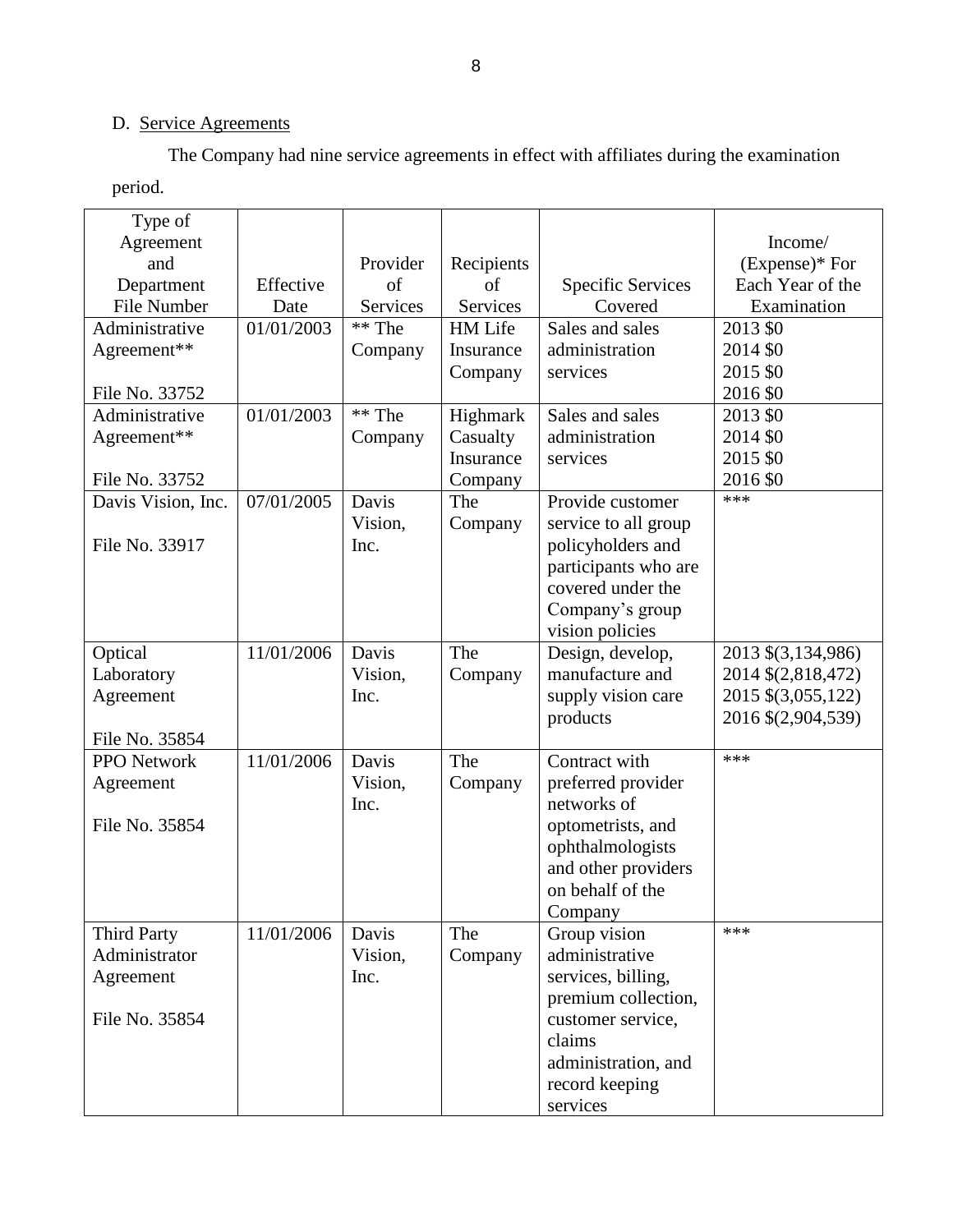D. Service Agreements

The Company had nine service agreements in effect with affiliates during the examination period.

| Type of Agreement and Department File Number | Effective Date | Provider of Services | Recipients of Services | Specific Services Covered | Income/ (Expense)* For Each Year of the Examination |
|---|---|---|---|---|---|
| Administrative Agreement**<br><br>File No. 33752 | 01/01/2003 | ** The Company | HM Life Insurance Company | Sales and sales administration services | 2013 $0<br>2014 $0<br>2015 $0<br>2016 $0 |
| Administrative Agreement**<br><br>File No. 33752 | 01/01/2003 | ** The Company | Highmark Casualty Insurance Company | Sales and sales administration services | 2013 $0<br>2014 $0<br>2015 $0<br>2016 $0 |
| Davis Vision, Inc.<br><br>File No. 33917 | 07/01/2005 | Davis Vision, Inc. | The Company | Provide customer service to all group policyholders and participants who are covered under the Company's group vision policies | *** |
| Optical Laboratory Agreement<br><br>File No. 35854 | 11/01/2006 | Davis Vision, Inc. | The Company | Design, develop, manufacture and supply vision care products | 2013 $(3,134,986)<br>2014 $(2,818,472)<br>2015 $(3,055,122)<br>2016 $(2,904,539) |
| PPO Network Agreement<br><br>File No. 35854 | 11/01/2006 | Davis Vision, Inc. | The Company | Contract with preferred provider networks of optometrists, and ophthalmologists and other providers on behalf of the Company | *** |
| Third Party Administrator Agreement<br><br>File No. 35854 | 11/01/2006 | Davis Vision, Inc. | The Company | Group vision administrative services, billing, premium collection, customer service, claims administration, and record keeping services | *** |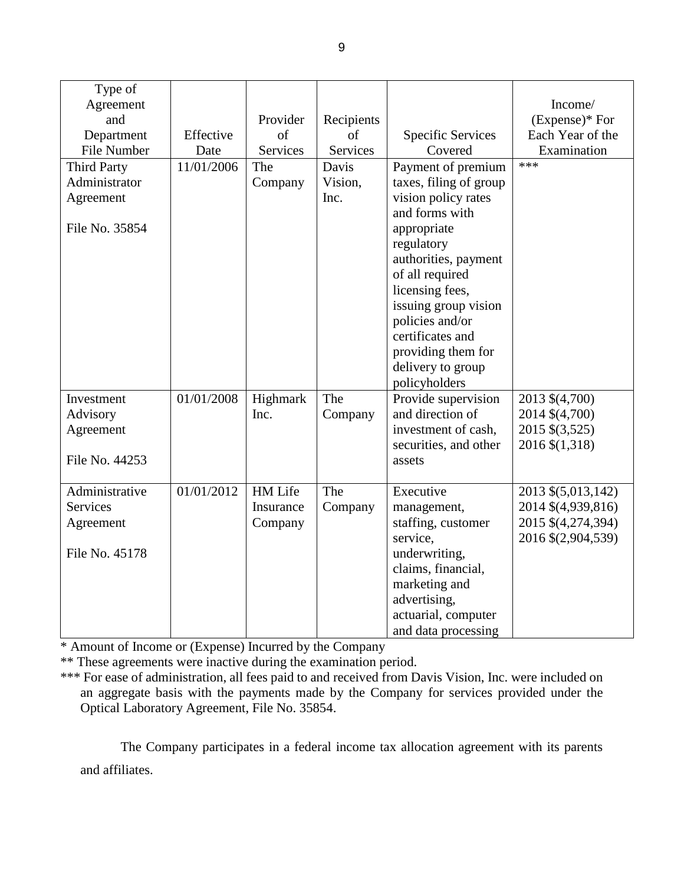| Type of Agreement and Department File Number | Effective Date | Provider of Services | Recipients of Services | Specific Services Covered | Income/ (Expense)* For Each Year of the Examination |
|---|---|---|---|---|---|
| Third Party Administrator Agreement<br><br>File No. 35854 | 11/01/2006 | The Company | Davis Vision, Inc. | Payment of premium taxes, filing of group vision policy rates and forms with appropriate regulatory authorities, payment of all required licensing fees, issuing group vision policies and/or certificates and providing them for delivery to group policyholders | *** |
| Investment Advisory Agreement<br><br>File No. 44253 | 01/01/2008 | Highmark Inc. | The Company | Provide supervision and direction of investment of cash, securities, and other assets | 2013 $(4,700)<br>2014 $(4,700)<br>2015 $(3,525)<br>2016 $(1,318) |
| Administrative Services Agreement<br><br>File No. 45178 | 01/01/2012 | HM Life Insurance Company | The Company | Executive management, staffing, customer service, underwriting, claims, financial, marketing and advertising, actuarial, computer and data processing | 2013 $(5,013,142)<br>2014 $(4,939,816)<br>2015 $(4,274,394)<br>2016 $(2,904,539) |

* Amount of Income or (Expense) Incurred by the Company

** These agreements were inactive during the examination period.

*** For ease of administration, all fees paid to and received from Davis Vision, Inc. were included on an aggregate basis with the payments made by the Company for services provided under the Optical Laboratory Agreement, File No. 35854.

The Company participates in a federal income tax allocation agreement with its parents and affiliates.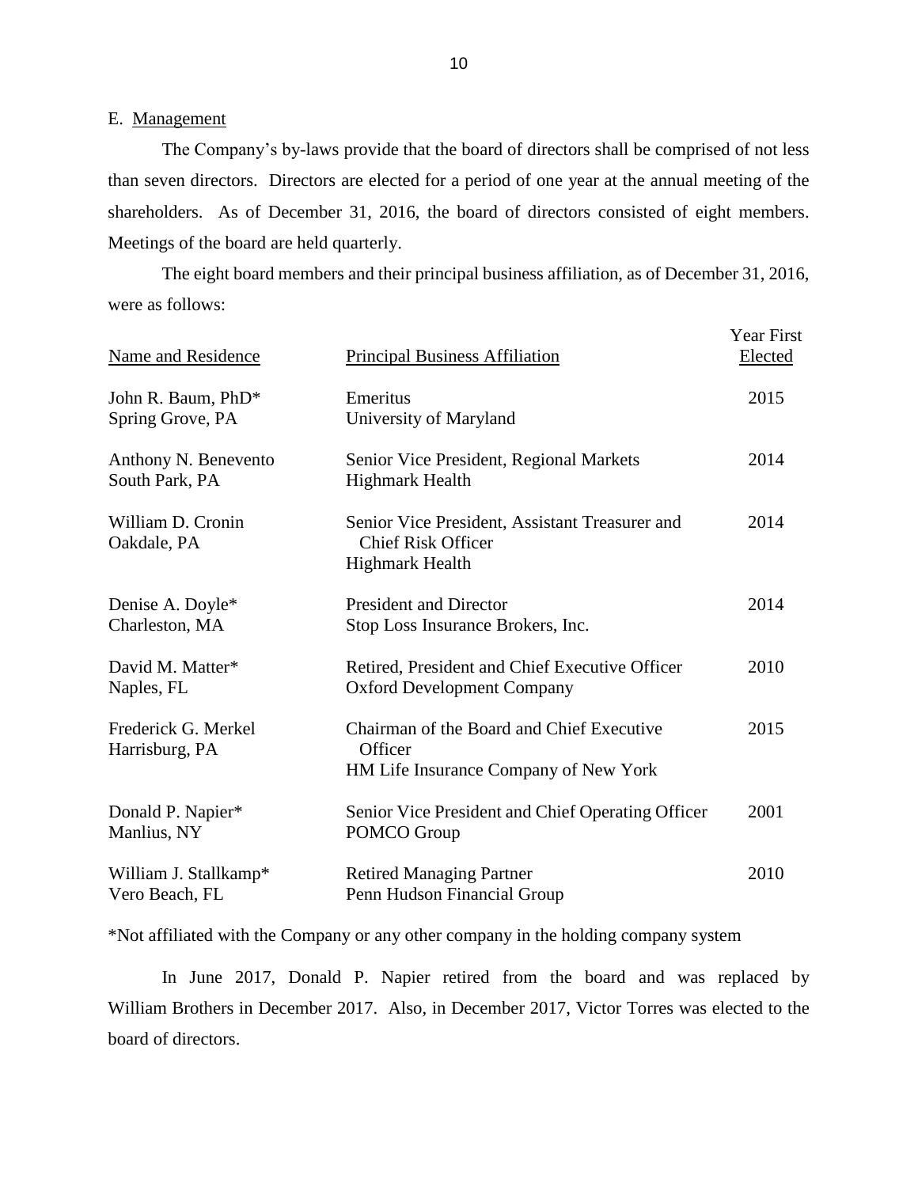E. Management

The Company's by-laws provide that the board of directors shall be comprised of not less than seven directors. Directors are elected for a period of one year at the annual meeting of the shareholders. As of December 31, 2016, the board of directors consisted of eight members. Meetings of the board are held quarterly.

The eight board members and their principal business affiliation, as of December 31, 2016, were as follows:

| Name and Residence | Principal Business Affiliation | Year First Elected |
|---|---|---|
| John R. Baum, PhD*<br>Spring Grove, PA | Emeritus<br>University of Maryland | 2015 |
| Anthony N. Benevento<br>South Park, PA | Senior Vice President, Regional Markets<br>Highmark Health | 2014 |
| William D. Cronin<br>Oakdale, PA | Senior Vice President, Assistant Treasurer and Chief Risk Officer<br>Highmark Health | 2014 |
| Denise A. Doyle*<br>Charleston, MA | President and Director<br>Stop Loss Insurance Brokers, Inc. | 2014 |
| David M. Matter*<br>Naples, FL | Retired, President and Chief Executive Officer<br>Oxford Development Company | 2010 |
| Frederick G. Merkel<br>Harrisburg, PA | Chairman of the Board and Chief Executive Officer<br>HM Life Insurance Company of New York | 2015 |
| Donald P. Napier*<br>Manlius, NY | Senior Vice President and Chief Operating Officer<br>POMCO Group | 2001 |
| William J. Stallkamp*<br>Vero Beach, FL | Retired Managing Partner<br>Penn Hudson Financial Group | 2010 |

*Not affiliated with the Company or any other company in the holding company system

In June 2017, Donald P. Napier retired from the board and was replaced by William Brothers in December 2017. Also, in December 2017, Victor Torres was elected to the board of directors.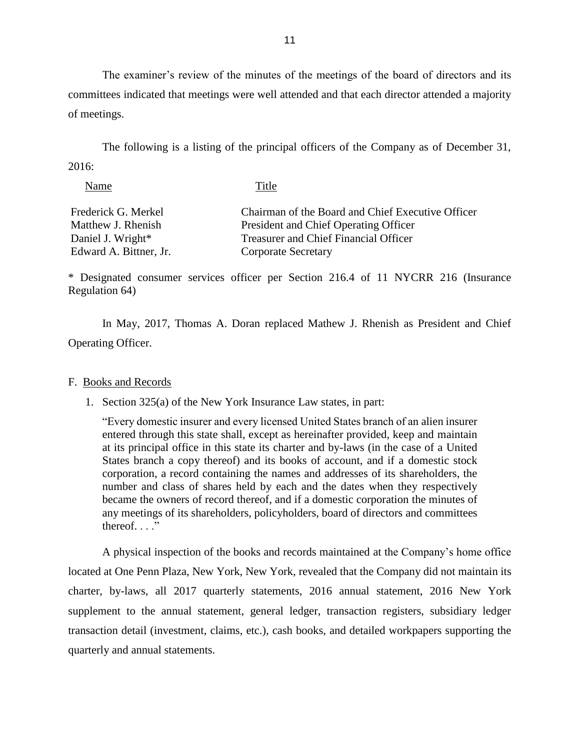The examiner's review of the minutes of the meetings of the board of directors and its committees indicated that meetings were well attended and that each director attended a majority of meetings.

The following is a listing of the principal officers of the Company as of December 31, 2016:

| Name | Title |
|---|---|
| Frederick G. Merkel | Chairman of the Board and Chief Executive Officer |
| Matthew J. Rhenish | President and Chief Operating Officer |
| Daniel J. Wright* | Treasurer and Chief Financial Officer |
| Edward A. Bittner, Jr. | Corporate Secretary |

* Designated consumer services officer per Section 216.4 of 11 NYCRR 216 (Insurance Regulation 64)

In May, 2017, Thomas A. Doran replaced Mathew J. Rhenish as President and Chief Operating Officer.

F. Books and Records

1. Section 325(a) of the New York Insurance Law states, in part:

   "Every domestic insurer and every licensed United States branch of an alien insurer entered through this state shall, except as hereinafter provided, keep and maintain at its principal office in this state its charter and by-laws (in the case of a United States branch a copy thereof) and its books of account, and if a domestic stock corporation, a record containing the names and addresses of its shareholders, the number and class of shares held by each and the dates when they respectively became the owners of record thereof, and if a domestic corporation the minutes of any meetings of its shareholders, policyholders, board of directors and committees thereof. . . ."

A physical inspection of the books and records maintained at the Company's home office located at One Penn Plaza, New York, New York, revealed that the Company did not maintain its charter, by-laws, all 2017 quarterly statements, 2016 annual statement, 2016 New York supplement to the annual statement, general ledger, transaction registers, subsidiary ledger transaction detail (investment, claims, etc.), cash books, and detailed workpapers supporting the quarterly and annual statements.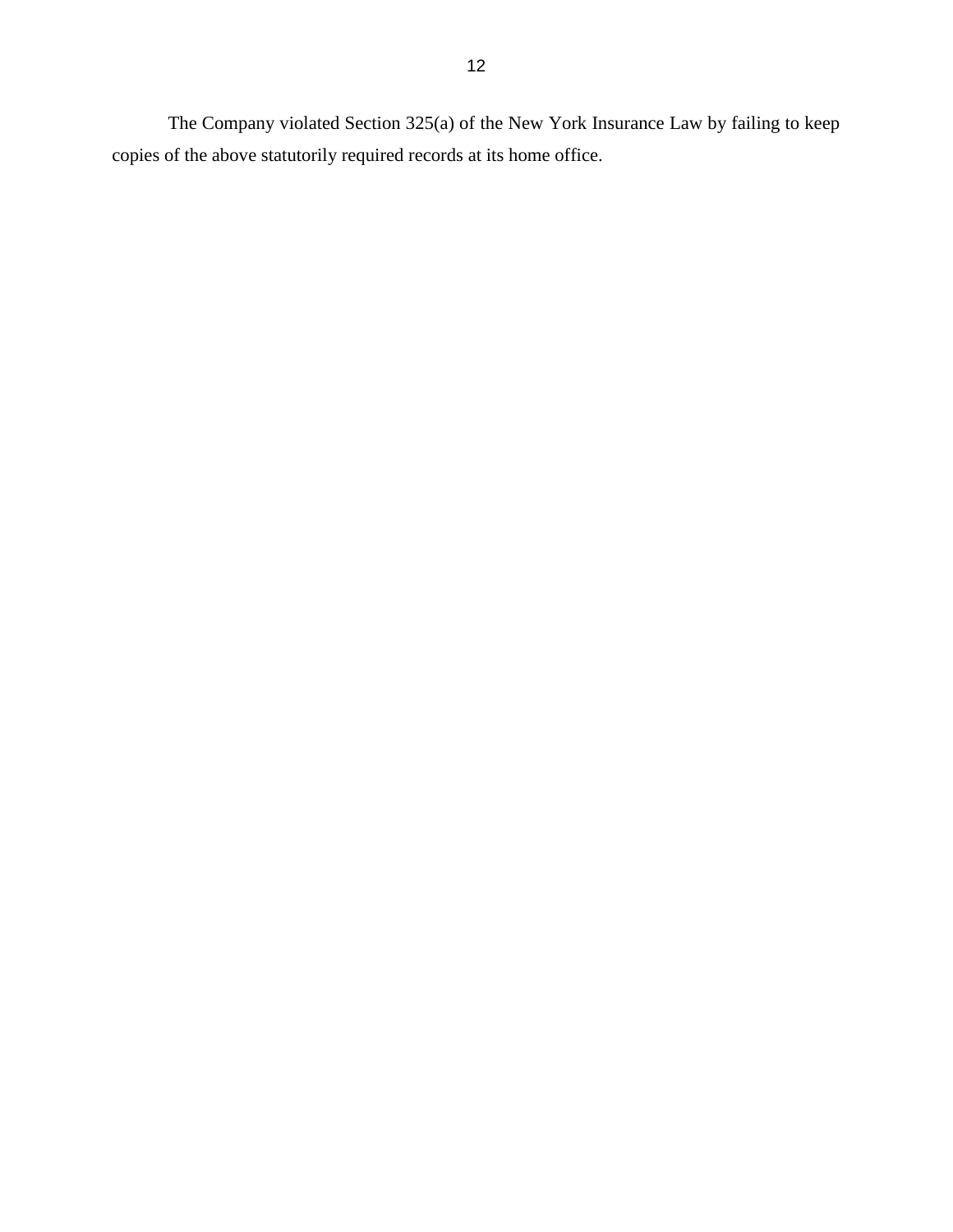The Company violated Section 325(a) of the New York Insurance Law by failing to keep copies of the above statutorily required records at its home office.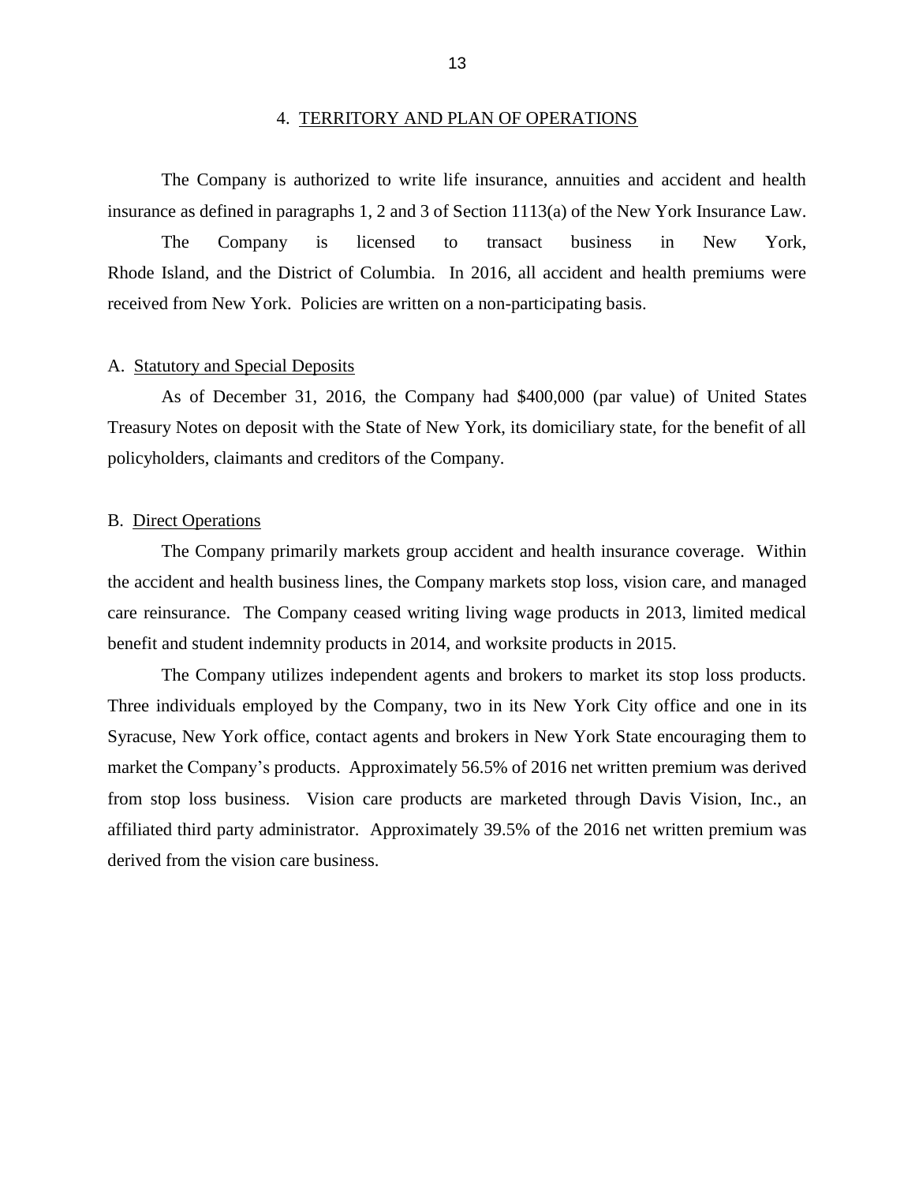## 4. TERRITORY AND PLAN OF OPERATIONS

The Company is authorized to write life insurance, annuities and accident and health insurance as defined in paragraphs 1, 2 and 3 of Section 1113(a) of the New York Insurance Law.

The Company is licensed to transact business in New York, Rhode Island, and the District of Columbia. In 2016, all accident and health premiums were received from New York. Policies are written on a non-participating basis.

### A. Statutory and Special Deposits

As of December 31, 2016, the Company had $400,000 (par value) of United States Treasury Notes on deposit with the State of New York, its domiciliary state, for the benefit of all policyholders, claimants and creditors of the Company.

### B. Direct Operations

The Company primarily markets group accident and health insurance coverage. Within the accident and health business lines, the Company markets stop loss, vision care, and managed care reinsurance. The Company ceased writing living wage products in 2013, limited medical benefit and student indemnity products in 2014, and worksite products in 2015.

The Company utilizes independent agents and brokers to market its stop loss products. Three individuals employed by the Company, two in its New York City office and one in its Syracuse, New York office, contact agents and brokers in New York State encouraging them to market the Company's products. Approximately 56.5% of 2016 net written premium was derived from stop loss business. Vision care products are marketed through Davis Vision, Inc., an affiliated third party administrator. Approximately 39.5% of the 2016 net written premium was derived from the vision care business.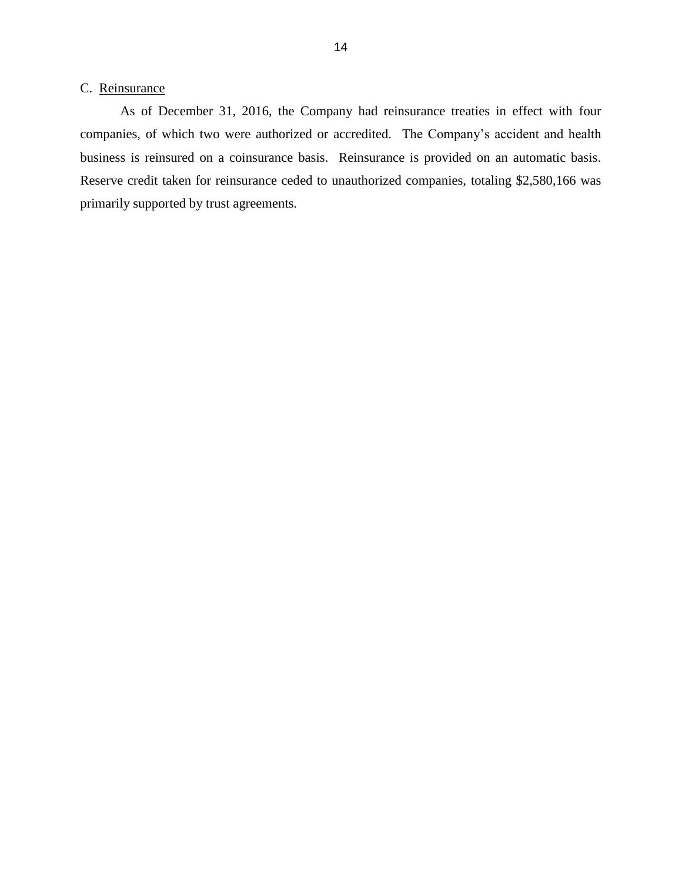## C. Reinsurance

As of December 31, 2016, the Company had reinsurance treaties in effect with four companies, of which two were authorized or accredited. The Company's accident and health business is reinsured on a coinsurance basis. Reinsurance is provided on an automatic basis. Reserve credit taken for reinsurance ceded to unauthorized companies, totaling $2,580,166 was primarily supported by trust agreements.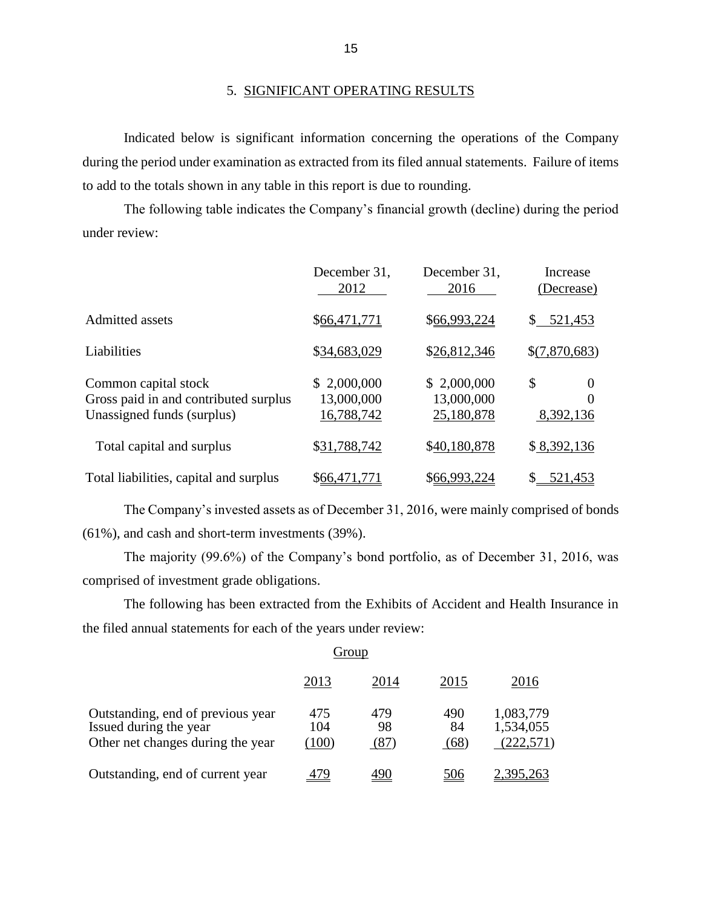## 5. SIGNIFICANT OPERATING RESULTS

Indicated below is significant information concerning the operations of the Company during the period under examination as extracted from its filed annual statements. Failure of items to add to the totals shown in any table in this report is due to rounding.

The following table indicates the Company's financial growth (decline) during the period under review:

| | December 31, 2012 | December 31, 2016 | Increase (Decrease) |
|---|---|---|---|
| Admitted assets | $66,471,771 | $66,993,224 | $ 521,453 |
| Liabilities | $34,683,029 | $26,812,346 | $(7,870,683) |
| Common capital stock | $ 2,000,000 | $ 2,000,000 | $ 0 |
| Gross paid in and contributed surplus | 13,000,000 | 13,000,000 | 0 |
| Unassigned funds (surplus) | 16,788,742 | 25,180,878 | 8,392,136 |
| Total capital and surplus | $31,788,742 | $40,180,878 | $ 8,392,136 |
| Total liabilities, capital and surplus | $66,471,771 | $66,993,224 | $ 521,453 |

The Company's invested assets as of December 31, 2016, were mainly comprised of bonds (61%), and cash and short-term investments (39%).

The majority (99.6%) of the Company's bond portfolio, as of December 31, 2016, was comprised of investment grade obligations.

The following has been extracted from the Exhibits of Accident and Health Insurance in the filed annual statements for each of the years under review:

Group

| | 2013 | 2014 | 2015 | 2016 |
|---|---|---|---|---|
| Outstanding, end of previous year | 475 | 479 | 490 | 1,083,779 |
| Issued during the year | 104 | 98 | 84 | 1,534,055 |
| Other net changes during the year | (100) | (87) | (68) | (222,571) |
| Outstanding, end of current year | 479 | 490 | 506 | 2,395,263 |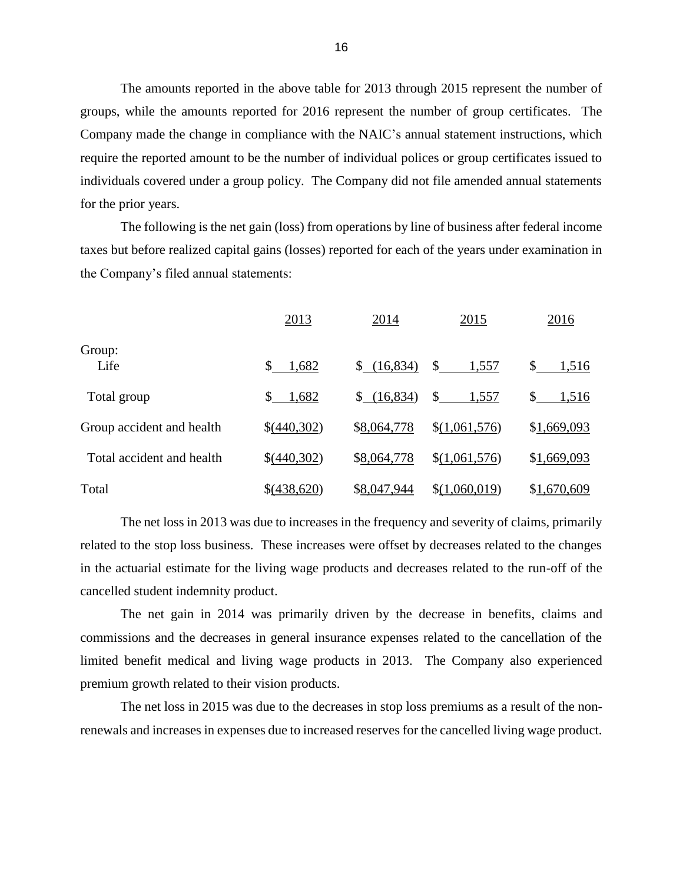The amounts reported in the above table for 2013 through 2015 represent the number of groups, while the amounts reported for 2016 represent the number of group certificates. The Company made the change in compliance with the NAIC's annual statement instructions, which require the reported amount to be the number of individual polices or group certificates issued to individuals covered under a group policy. The Company did not file amended annual statements for the prior years.

The following is the net gain (loss) from operations by line of business after federal income taxes but before realized capital gains (losses) reported for each of the years under examination in the Company's filed annual statements:

| | 2013 | 2014 | 2015 | 2016 |
|---|---|---|---|---|
| Group: | | | | |
| Life | $ 1,682 | $ (16,834) | $ 1,557 | $ 1,516 |
| Total group | $ 1,682 | $ (16,834) | $ 1,557 | $ 1,516 |
| Group accident and health | $(440,302) | $8,064,778 | $(1,061,576) | $1,669,093 |
| Total accident and health | $(440,302) | $8,064,778 | $(1,061,576) | $1,669,093 |
| Total | $(438,620) | $8,047,944 | $(1,060,019) | $1,670,609 |

The net loss in 2013 was due to increases in the frequency and severity of claims, primarily related to the stop loss business. These increases were offset by decreases related to the changes in the actuarial estimate for the living wage products and decreases related to the run-off of the cancelled student indemnity product.

The net gain in 2014 was primarily driven by the decrease in benefits, claims and commissions and the decreases in general insurance expenses related to the cancellation of the limited benefit medical and living wage products in 2013. The Company also experienced premium growth related to their vision products.

The net loss in 2015 was due to the decreases in stop loss premiums as a result of the non-renewals and increases in expenses due to increased reserves for the cancelled living wage product.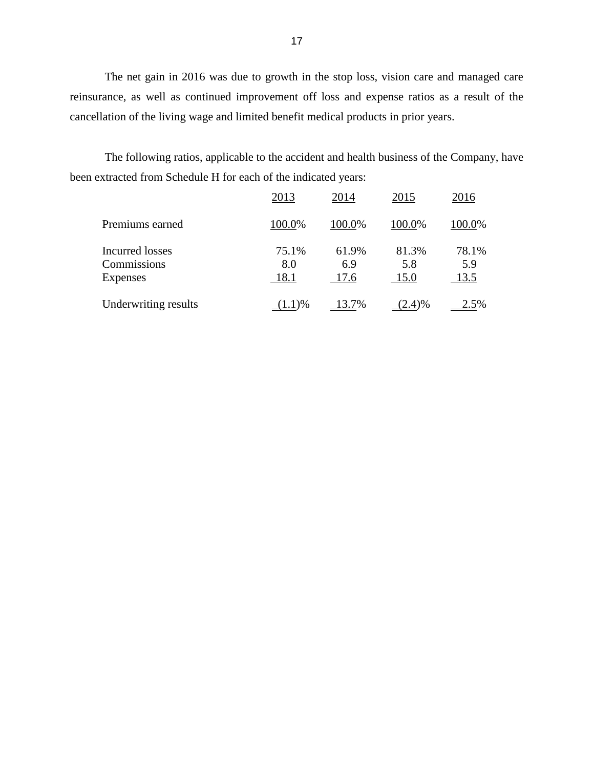The net gain in 2016 was due to growth in the stop loss, vision care and managed care reinsurance, as well as continued improvement off loss and expense ratios as a result of the cancellation of the living wage and limited benefit medical products in prior years.

The following ratios, applicable to the accident and health business of the Company, have been extracted from Schedule H for each of the indicated years:

| | 2013 | 2014 | 2015 | 2016 |
|---|---|---|---|---|
| Premiums earned | 100.0% | 100.0% | 100.0% | 100.0% |
| Incurred losses | 75.1% | 61.9% | 81.3% | 78.1% |
| Commissions | 8.0 | 6.9 | 5.8 | 5.9 |
| Expenses | 18.1 | 17.6 | 15.0 | 13.5 |
| Underwriting results | (1.1)% | 13.7% | (2.4)% | 2.5% |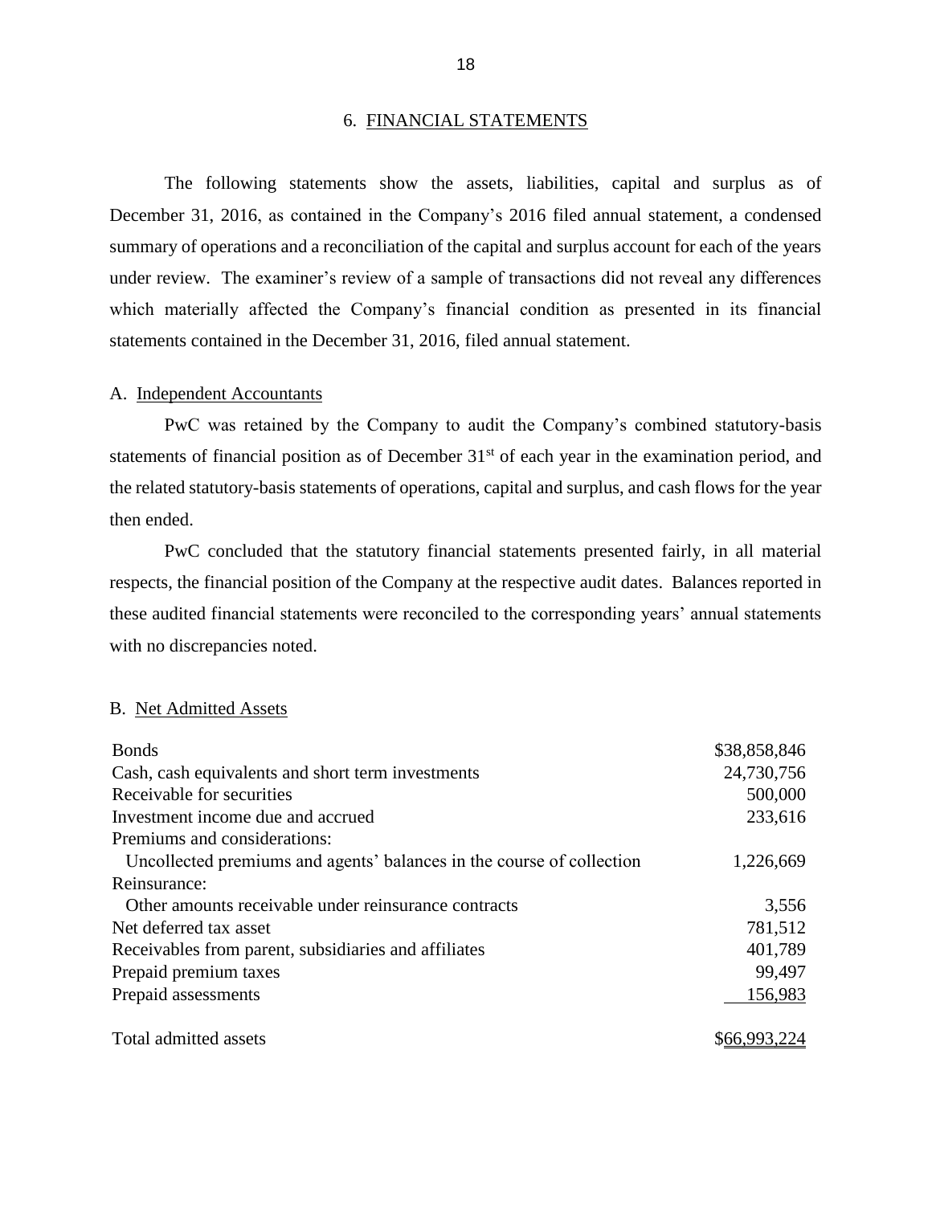## 6. FINANCIAL STATEMENTS

The following statements show the assets, liabilities, capital and surplus as of December 31, 2016, as contained in the Company's 2016 filed annual statement, a condensed summary of operations and a reconciliation of the capital and surplus account for each of the years under review. The examiner's review of a sample of transactions did not reveal any differences which materially affected the Company's financial condition as presented in its financial statements contained in the December 31, 2016, filed annual statement.

### A. Independent Accountants

PwC was retained by the Company to audit the Company's combined statutory-basis statements of financial position as of December 31st of each year in the examination period, and the related statutory-basis statements of operations, capital and surplus, and cash flows for the year then ended.

PwC concluded that the statutory financial statements presented fairly, in all material respects, the financial position of the Company at the respective audit dates. Balances reported in these audited financial statements were reconciled to the corresponding years' annual statements with no discrepancies noted.

### B. Net Admitted Assets

| | |
|---|---|
| Bonds | $38,858,846 |
| Cash, cash equivalents and short term investments | 24,730,756 |
| Receivable for securities | 500,000 |
| Investment income due and accrued | 233,616 |
| Premiums and considerations: | |
| Uncollected premiums and agents' balances in the course of collection | 1,226,669 |
| Reinsurance: | |
| Other amounts receivable under reinsurance contracts | 3,556 |
| Net deferred tax asset | 781,512 |
| Receivables from parent, subsidiaries and affiliates | 401,789 |
| Prepaid premium taxes | 99,497 |
| Prepaid assessments | 156,983 |
| Total admitted assets | $66,993,224 |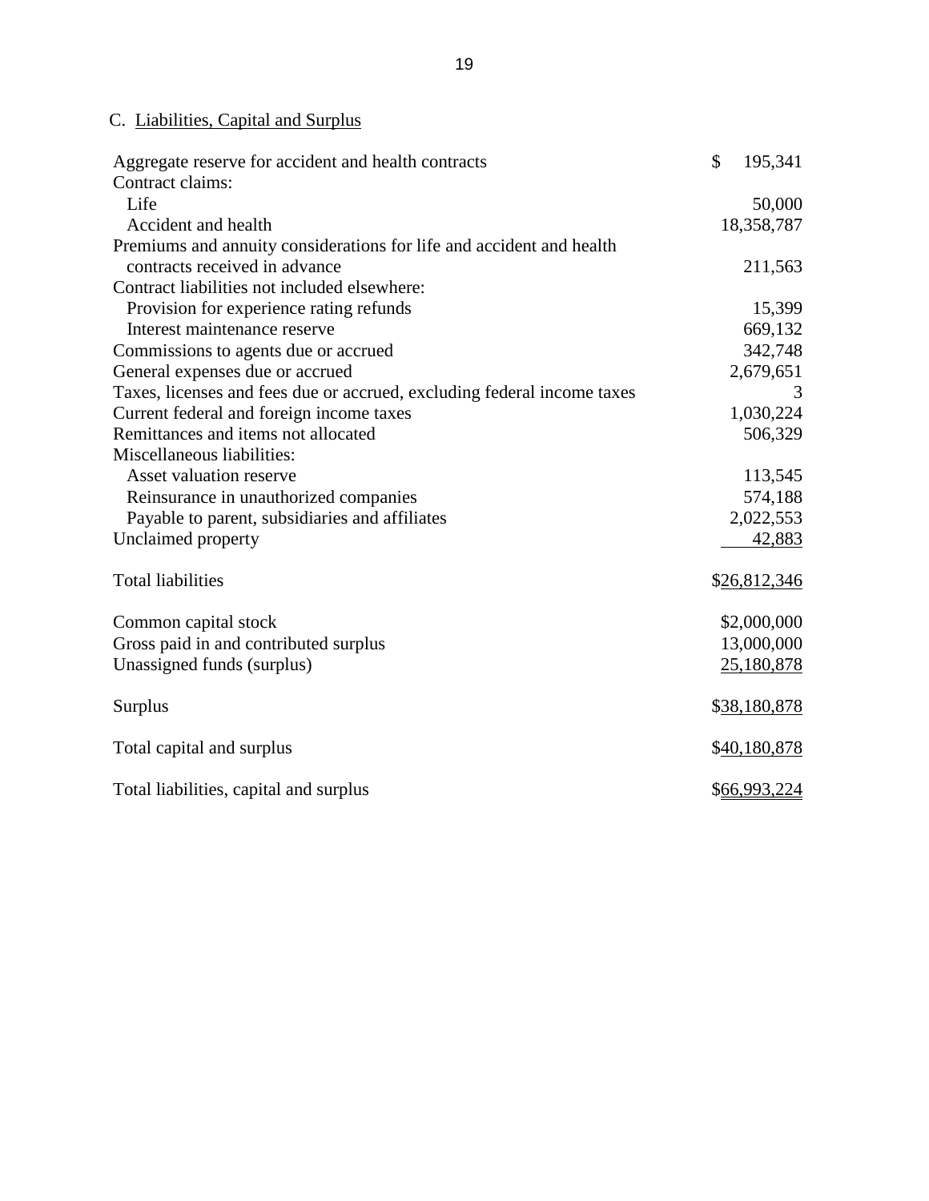## C. Liabilities, Capital and Surplus

| | |
|---|---|
| Aggregate reserve for accident and health contracts | $ 195,341 |
| Contract claims: | |
| Life | 50,000 |
| Accident and health | 18,358,787 |
| Premiums and annuity considerations for life and accident and health contracts received in advance | 211,563 |
| Contract liabilities not included elsewhere: | |
| Provision for experience rating refunds | 15,399 |
| Interest maintenance reserve | 669,132 |
| Commissions to agents due or accrued | 342,748 |
| General expenses due or accrued | 2,679,651 |
| Taxes, licenses and fees due or accrued, excluding federal income taxes | 3 |
| Current federal and foreign income taxes | 1,030,224 |
| Remittances and items not allocated | 506,329 |
| Miscellaneous liabilities: | |
| Asset valuation reserve | 113,545 |
| Reinsurance in unauthorized companies | 574,188 |
| Payable to parent, subsidiaries and affiliates | 2,022,553 |
| Unclaimed property | 42,883 |
| Total liabilities | $26,812,346 |
| Common capital stock | $2,000,000 |
| Gross paid in and contributed surplus | 13,000,000 |
| Unassigned funds (surplus) | 25,180,878 |
| Surplus | $38,180,878 |
| Total capital and surplus | $40,180,878 |
| Total liabilities, capital and surplus | $66,993,224 |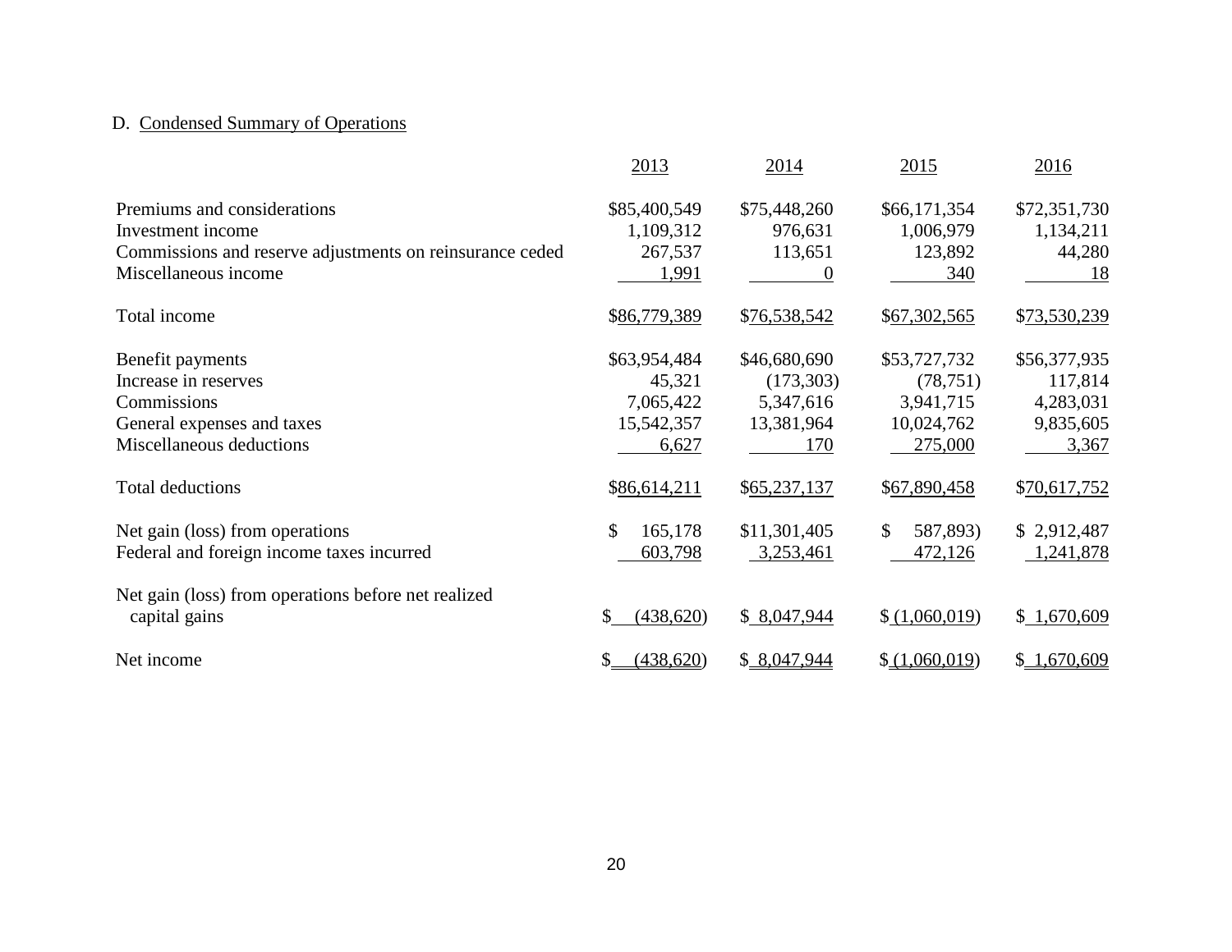D. Condensed Summary of Operations

| | 2013 | 2014 | 2015 | 2016 |
|---|---|---|---|---|
| Premiums and considerations | $85,400,549 | $75,448,260 | $66,171,354 | $72,351,730 |
| Investment income | 1,109,312 | 976,631 | 1,006,979 | 1,134,211 |
| Commissions and reserve adjustments on reinsurance ceded | 267,537 | 113,651 | 123,892 | 44,280 |
| Miscellaneous income | 1,991 | 0 | 340 | 18 |
| Total income | $86,779,389 | $76,538,542 | $67,302,565 | $73,530,239 |
| Benefit payments | $63,954,484 | $46,680,690 | $53,727,732 | $56,377,935 |
| Increase in reserves | 45,321 | (173,303) | (78,751) | 117,814 |
| Commissions | 7,065,422 | 5,347,616 | 3,941,715 | 4,283,031 |
| General expenses and taxes | 15,542,357 | 13,381,964 | 10,024,762 | 9,835,605 |
| Miscellaneous deductions | 6,627 | 170 | 275,000 | 3,367 |
| Total deductions | $86,614,211 | $65,237,137 | $67,890,458 | $70,617,752 |
| Net gain (loss) from operations | $ 165,178 | $11,301,405 | $ 587,893) | $ 2,912,487 |
| Federal and foreign income taxes incurred | 603,798 | 3,253,461 | 472,126 | 1,241,878 |
| Net gain (loss) from operations before net realized capital gains | $ (438,620) | $ 8,047,944 | $ (1,060,019) | $ 1,670,609 |
| Net income | $ (438,620) | $ 8,047,944 | $ (1,060,019) | $ 1,670,609 |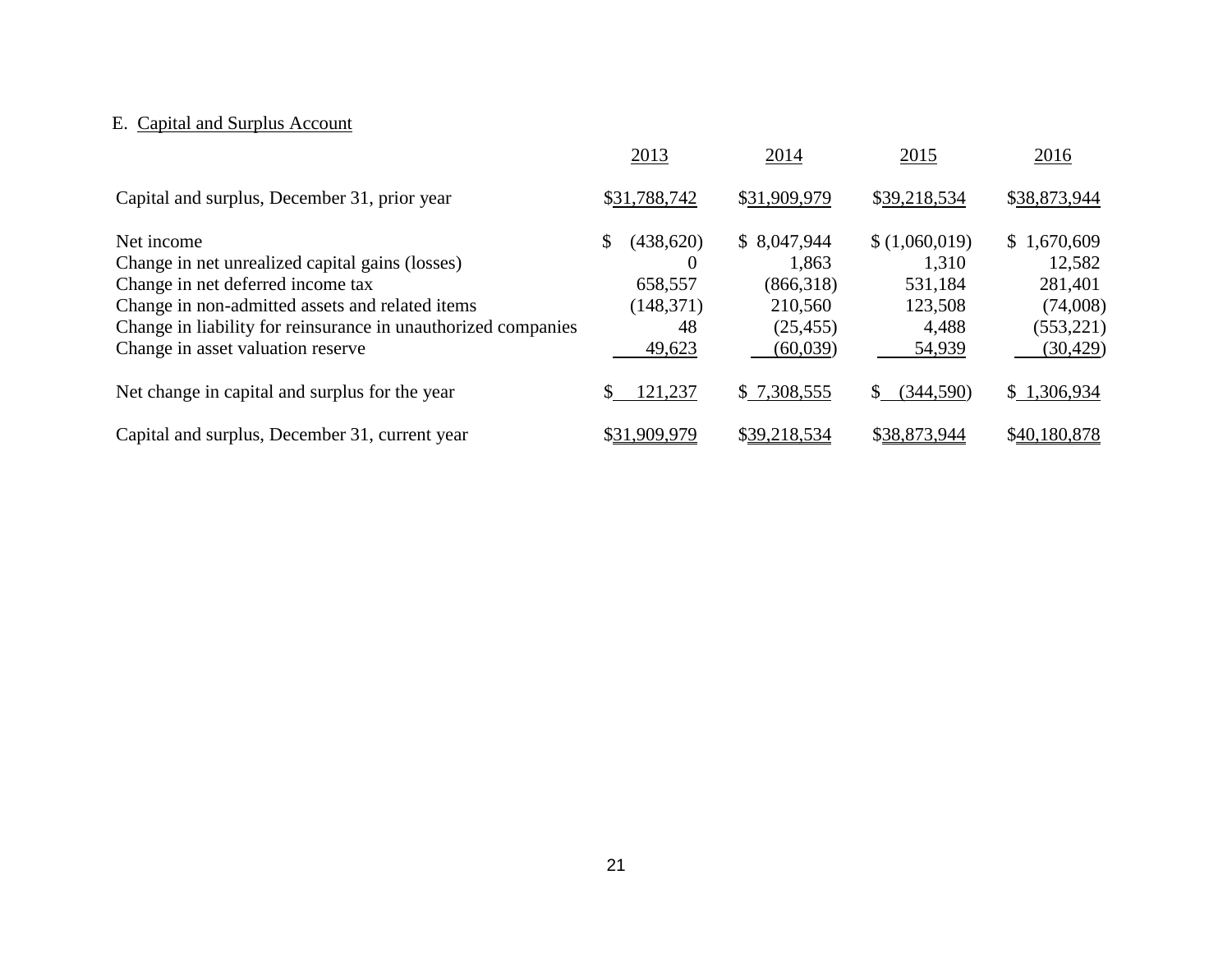E. Capital and Surplus Account

| | 2013 | 2014 | 2015 | 2016 |
|---|---|---|---|---|
| Capital and surplus, December 31, prior year | $31,788,742 | $31,909,979 | $39,218,534 | $38,873,944 |
| | | | | |
| Net income | $ (438,620) | $ 8,047,944 | $ (1,060,019) | $ 1,670,609 |
| Change in net unrealized capital gains (losses) | 0 | 1,863 | 1,310 | 12,582 |
| Change in net deferred income tax | 658,557 | (866,318) | 531,184 | 281,401 |
| Change in non-admitted assets and related items | (148,371) | 210,560 | 123,508 | (74,008) |
| Change in liability for reinsurance in unauthorized companies | 48 | (25,455) | 4,488 | (553,221) |
| Change in asset valuation reserve | 49,623 | (60,039) | 54,939 | (30,429) |
| | | | | |
| Net change in capital and surplus for the year | $ 121,237 | $ 7,308,555 | $ (344,590) | $ 1,306,934 |
| | | | | |
| Capital and surplus, December 31, current year | $31,909,979 | $39,218,534 | $38,873,944 | $40,180,878 |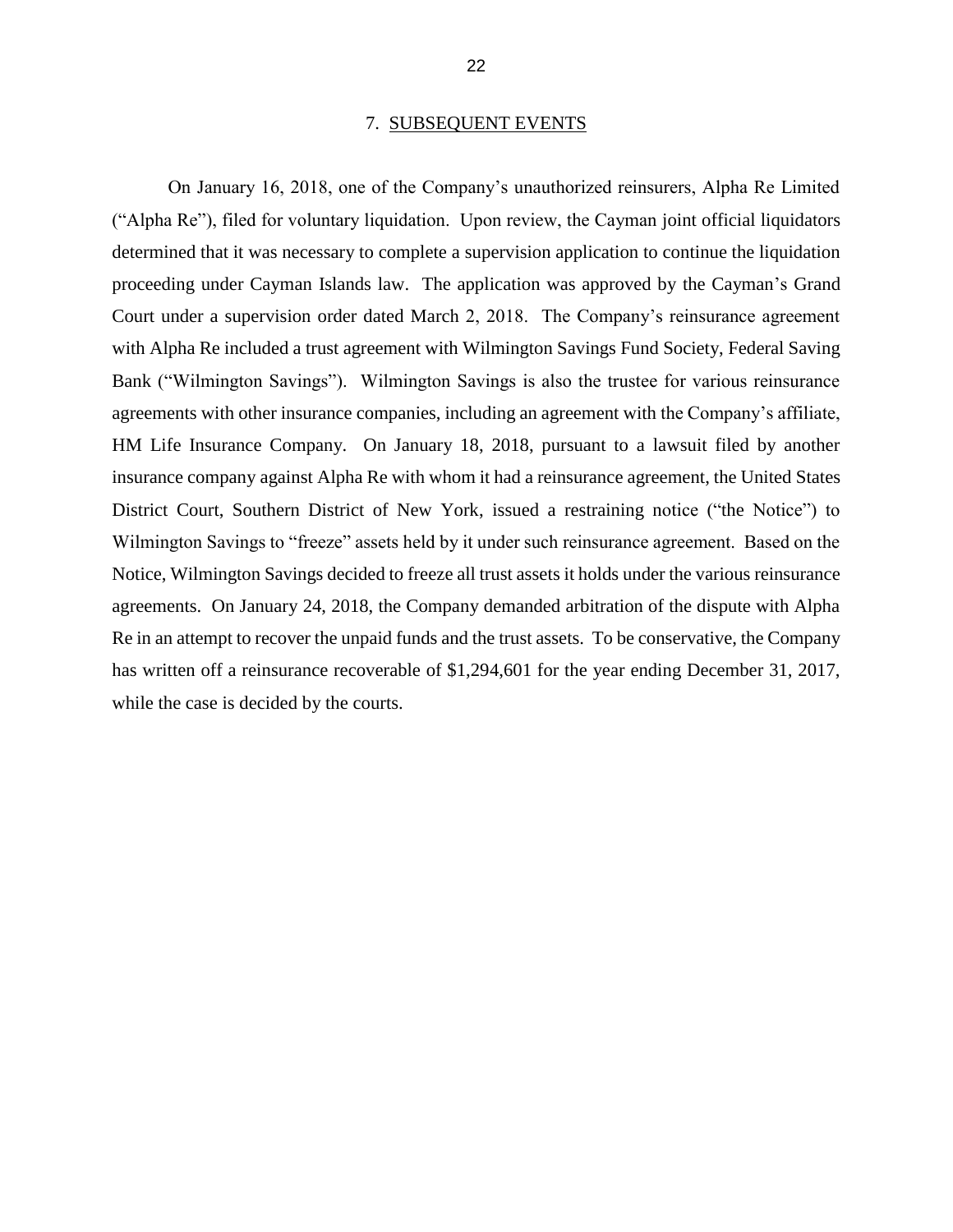## 7. SUBSEQUENT EVENTS

On January 16, 2018, one of the Company's unauthorized reinsurers, Alpha Re Limited ("Alpha Re"), filed for voluntary liquidation. Upon review, the Cayman joint official liquidators determined that it was necessary to complete a supervision application to continue the liquidation proceeding under Cayman Islands law. The application was approved by the Cayman's Grand Court under a supervision order dated March 2, 2018. The Company's reinsurance agreement with Alpha Re included a trust agreement with Wilmington Savings Fund Society, Federal Saving Bank ("Wilmington Savings"). Wilmington Savings is also the trustee for various reinsurance agreements with other insurance companies, including an agreement with the Company's affiliate, HM Life Insurance Company. On January 18, 2018, pursuant to a lawsuit filed by another insurance company against Alpha Re with whom it had a reinsurance agreement, the United States District Court, Southern District of New York, issued a restraining notice ("the Notice") to Wilmington Savings to "freeze" assets held by it under such reinsurance agreement. Based on the Notice, Wilmington Savings decided to freeze all trust assets it holds under the various reinsurance agreements. On January 24, 2018, the Company demanded arbitration of the dispute with Alpha Re in an attempt to recover the unpaid funds and the trust assets. To be conservative, the Company has written off a reinsurance recoverable of $1,294,601 for the year ending December 31, 2017, while the case is decided by the courts.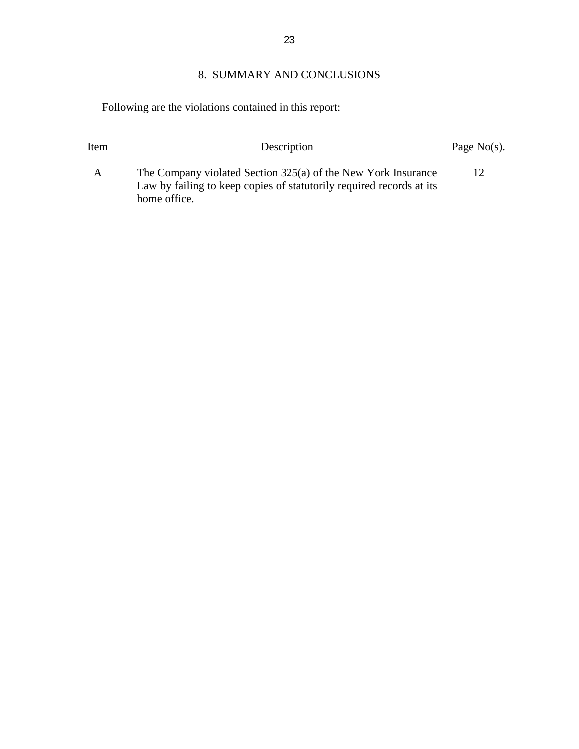## 8. SUMMARY AND CONCLUSIONS

Following are the violations contained in this report:

| Item | Description | Page No(s). |
|---|---|---|
| A | The Company violated Section 325(a) of the New York Insurance Law by failing to keep copies of statutorily required records at its home office. | 12 |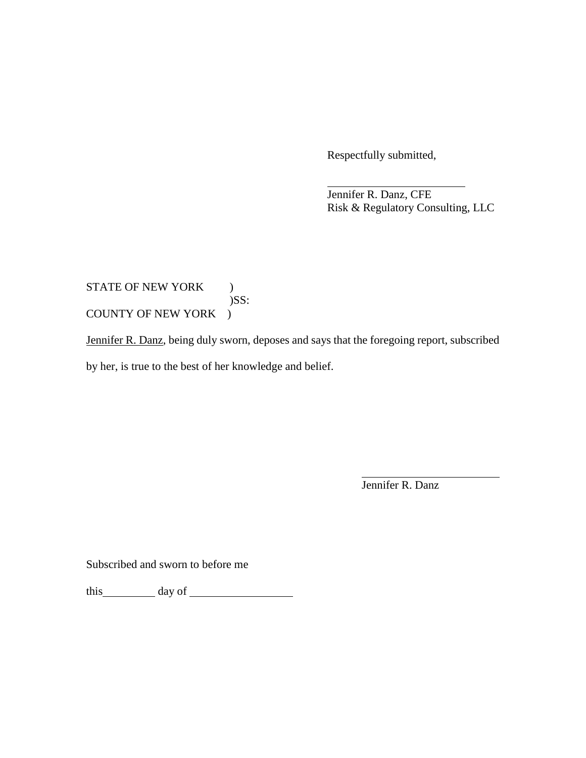Respectfully submitted,

\_\_\_\_\_\_\_\_\_\_\_\_\_\_\_\_\_\_\_\_\_\_\_\_\_\_
Jennifer R. Danz, CFE
Risk & Regulatory Consulting, LLC

STATE OF NEW YORK )
)SS:
COUNTY OF NEW YORK )

<u>Jennifer R. Danz</u>, being duly sworn, deposes and says that the foregoing report, subscribed by her, is true to the best of her knowledge and belief.

\_\_\_\_\_\_\_\_\_\_\_\_\_\_\_\_\_\_\_\_\_\_\_\_\_\_
Jennifer R. Danz

Subscribed and sworn to before me

this\_\_\_\_\_\_\_\_\_\_ day of \_\_\_\_\_\_\_\_\_\_\_\_\_\_\_\_\_\_\_